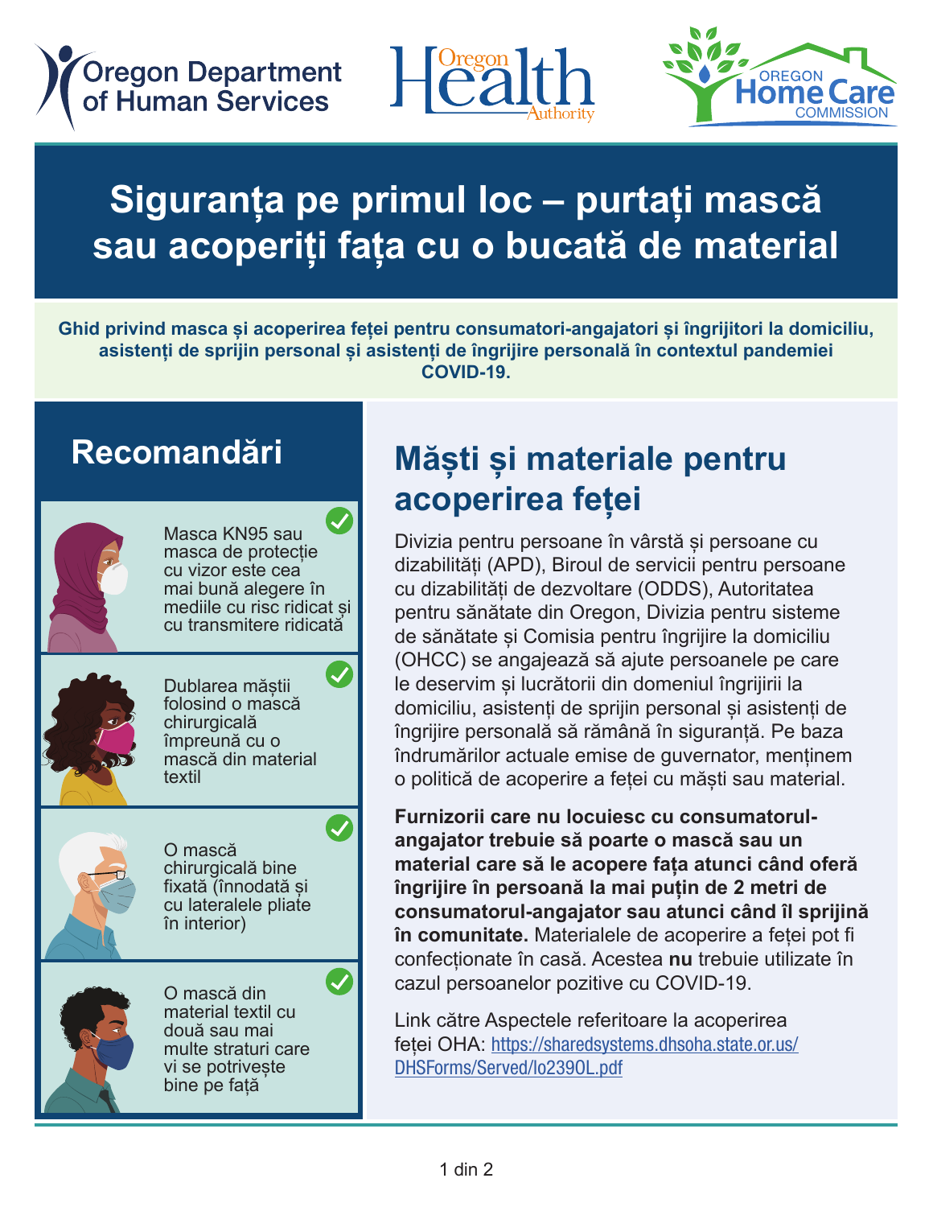Oregon Department of Human Services

Oregon Health Authority

Oregon Home Care Commission

# Siguranța pe primul loc – purtați mască sau acoperiți fața cu o bucată de material

**Ghid privind masca și acoperirea feței pentru consumatori-angajatori și îngrijitori la domiciliu, asistenți de sprijin personal și asistenți de îngrijire personală în contextul pandemiei COVID-19.**

## Recomandări

- Masca KN95 sau masca de protecție cu vizor este cea mai bună alegere în mediile cu risc ridicat și cu transmitere ridicată
- Dublarea măștii folosind o mască chirurgicală împreună cu o mască din material textil
- O mască chirurgicală bine fixată (înnodată și cu lateralele pliate în interior)
- O mască din material textil cu două sau mai multe straturi care vi se potrivește bine pe față

## Măști și materiale pentru acoperirea feței

Divizia pentru persoane în vârstă și persoane cu dizabilități (APD), Biroul de servicii pentru persoane cu dizabilități de dezvoltare (ODDS), Autoritatea pentru sănătate din Oregon, Divizia pentru sisteme de sănătate și Comisia pentru îngrijire la domiciliu (OHCC) se angajează să ajute persoanele pe care le deservim și lucrătorii din domeniul îngrijirii la domiciliu, asistenți de sprijin personal și asistenți de îngrijire personală să rămână în siguranță. Pe baza îndrumărilor actuale emise de guvernator, menținem o politică de acoperire a feței cu măști sau material.

**Furnizorii care nu locuiesc cu consumatorul-angajator trebuie să poarte o mască sau un material care să le acopere fața atunci când oferă îngrijire în persoană la mai puțin de 2 metri de consumatorul-angajator sau atunci când îl sprijină în comunitate.** Materialele de acoperire a feței pot fi confecționate în casă. Acestea **nu** trebuie utilizate în cazul persoanelor pozitive cu COVID-19.

Link către Aspectele referitoare la acoperirea feței OHA: https://sharedsystems.dhsoha.state.or.us/DHSForms/Served/lo2390L.pdf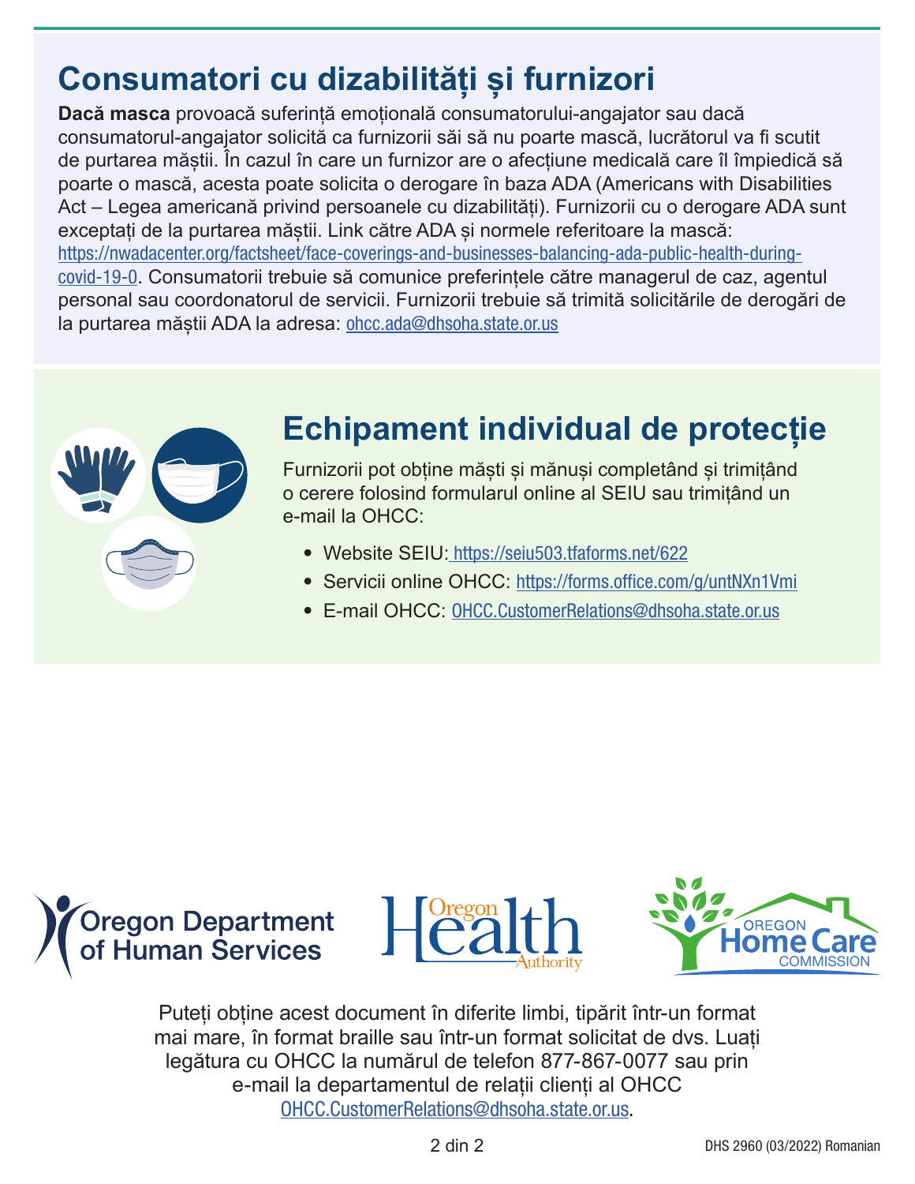## Consumatori cu dizabilități și furnizori

**Dacă masca** provoacă suferință emoțională consumatorului-angajator sau dacă consumatorul-angajator solicită ca furnizorii săi să nu poarte mască, lucrătorul va fi scutit de purtarea măștii. În cazul în care un furnizor are o afecțiune medicală care îl împiedică să poarte o mască, acesta poate solicita o derogare în baza ADA (Americans with Disabilities Act – Legea americană privind persoanele cu dizabilități). Furnizorii cu o derogare ADA sunt exceptați de la purtarea măștii. Link către ADA și normele referitoare la mască: https://nwadacenter.org/factsheet/face-coverings-and-businesses-balancing-ada-public-health-during-covid-19-0. Consumatorii trebuie să comunice preferințele către managerul de caz, agentul personal sau coordonatorul de servicii. Furnizorii trebuie să trimită solicitările de derogări de la purtarea măștii ADA la adresa: ohcc.ada@dhsoha.state.or.us

## Echipament individual de protecție

Furnizorii pot obține măști și mănuși completând și trimițând o cerere folosind formularul online al SEIU sau trimițând un e-mail la OHCC:

- Website SEIU: https://seiu503.tfaforms.net/622
- Servicii online OHCC: https://forms.office.com/g/untNXn1Vmi
- E-mail OHCC: OHCC.CustomerRelations@dhsoha.state.or.us

Oregon Department of Human Services

Oregon Health Authority

Oregon Home Care Commission

Puteți obține acest document în diferite limbi, tipărit într-un format mai mare, în format braille sau într-un format solicitat de dvs. Luați legătura cu OHCC la numărul de telefon 877-867-0077 sau prin e-mail la departamentul de relații clienți al OHCC OHCC.CustomerRelations@dhsoha.state.or.us.

DHS 2960 (03/2022) Romanian